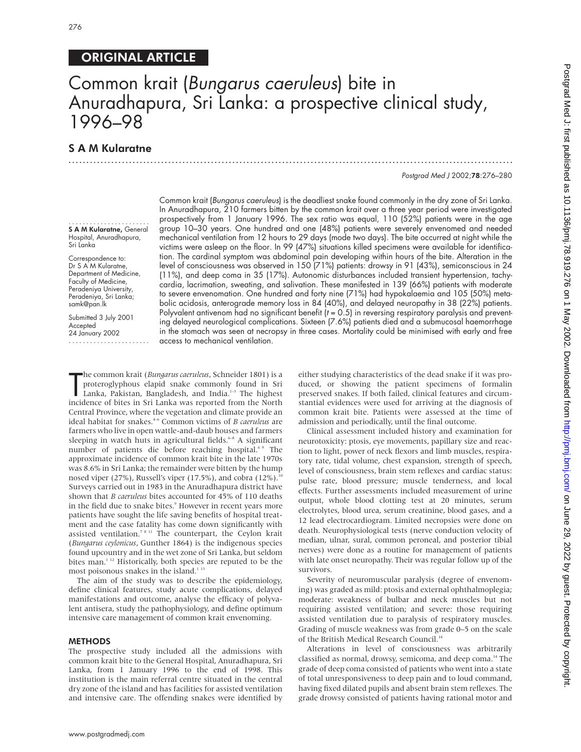ORIGINAL ARTICLE

# Common krait (*Bungarus caeruleus*) bite in Anuradhapura, Sri Lanka: a prospective clinical study, 1996–98

## S A M Kularatne

**S A M Kularatne,** General Hospital, Anuradhapura, Sri Lanka

Correspondence to: Dr S A M Kularatne, Department of Medicine, Faculty of Medicine, Peradeniya University, Peradeniya, Sri Lanka; samk@pan.lk

Submitted 3 July 2001
Accepted 24 January 2002

Common krait (*Bungarus caeruleus*) is the deadliest snake found commonly in the dry zone of Sri Lanka. In Anuradhapura, 210 farmers bitten by the common krait over a three year period were investigated prospectively from 1 January 1996. The sex ratio was equal, 110 (52%) patients were in the age group 10–30 years. One hundred and one (48%) patients were severely envenomed and needed mechanical ventilation from 12 hours to 29 days (mode two days). The bite occurred at night while the victims were asleep on the floor. In 99 (47%) situations killed specimens were available for identification. The cardinal symptom was abdominal pain developing within hours of the bite. Alteration in the level of consciousness was observed in 150 (71%) patients: drowsy in 91 (43%), semiconscious in 24 (11%), and deep coma in 35 (17%). Autonomic disturbances included transient hypertension, tachycardia, lacrimation, sweating, and salivation. These manifested in 139 (66%) patients with moderate to severe envenomation. One hundred and forty nine (71%) had hypokalaemia and 105 (50%) metabolic acidosis, anterograde memory loss in 84 (40%), and delayed neuropathy in 38 (22%) patients. Polyvalent antivenom had no significant benefit ($t = 0.5$) in reversing respiratory paralysis and preventing delayed neurological complications. Sixteen (7.6%) patients died and a submucosal haemorrhage in the stomach was seen at necropsy in three cases. Mortality could be minimised with early and free access to mechanical ventilation.

The common krait (*Bungarus caeruleus*, Schneider 1801) is a proteroglyphous elapid snake commonly found in Sri Lanka, Pakistan, Bangladesh, and India.[1–3] The highest incidence of bites in Sri Lanka was reported from the North Central Province, where the vegetation and climate provide an ideal habitat for snakes.[4–6] Common victims of *B caeruleus* are farmers who live in open wattle-and-daub houses and farmers sleeping in watch huts in agricultural fields.[6–8] A significant number of patients die before reaching hospital.[6 9] The approximate incidence of common krait bite in the late 1970s was 8.6% in Sri Lanka; the remainder were bitten by the hump nosed viper (27%), Russell's viper (17.5%), and cobra (12%).[10] Surveys carried out in 1983 in the Anuradhapura district have shown that *B caeruleus* bites accounted for 45% of 110 deaths in the field due to snake bites.[9] However in recent years more patients have sought the life saving benefits of hospital treatment and the case fatality has come down significantly with assisted ventilation.[7 8 11] The counterpart, the Ceylon krait (*Bungarus ceylonicus*, Gunther 1864) is the indigenous species found upcountry and in the wet zone of Sri Lanka, but seldom bites man.[1 12] Historically, both species are reputed to be the most poisonous snakes in the island.[1 13]

The aim of the study was to describe the epidemiology, define clinical features, study acute complications, delayed manifestations and outcome, analyse the efficacy of polyvalent antisera, study the pathophysiology, and define optimum intensive care management of common krait envenoming.

## METHODS

The prospective study included all the admissions with common krait bite to the General Hospital, Anuradhapura, Sri Lanka, from 1 January 1996 to the end of 1998. This institution is the main referral centre situated in the central dry zone of the island and has facilities for assisted ventilation and intensive care. The offending snakes were identified by either studying characteristics of the dead snake if it was produced, or showing the patient specimens of formalin preserved snakes. If both failed, clinical features and circumstantial evidences were used for arriving at the diagnosis of common krait bite. Patients were assessed at the time of admission and periodically, until the final outcome.

Clinical assessment included history and examination for neurotoxicity: ptosis, eye movements, papillary size and reaction to light, power of neck flexors and limb muscles, respiratory rate, tidal volume, chest expansion, strength of speech, level of consciousness, brain stem reflexes and cardiac status: pulse rate, blood pressure; muscle tenderness, and local effects. Further assessments included measurement of urine output, whole blood clotting test at 20 minutes, serum electrolytes, blood urea, serum creatinine, blood gases, and a 12 lead electrocardiogram. Limited necropsies were done on death. Neurophysiological tests (nerve conduction velocity of median, ulnar, sural, common peroneal, and posterior tibial nerves) were done as a routine for management of patients with late onset neuropathy. Their was regular follow up of the survivors.

Severity of neuromuscular paralysis (degree of envenoming) was graded as mild: ptosis and external ophthalmoplegia; moderate: weakness of bulbar and neck muscles but not requiring assisted ventilation; and severe: those requiring assisted ventilation due to paralysis of respiratory muscles. Grading of muscle weakness was from grade 0–5 on the scale of the British Medical Research Council.[14]

Alterations in level of consciousness was arbitrarily classified as normal, drowsy, semicoma, and deep coma.[14] The grade of deep coma consisted of patients who went into a state of total unresponsiveness to deep pain and to loud command, having fixed dilated pupils and absent brain stem reflexes. The grade drowsy consisted of patients having rational motor and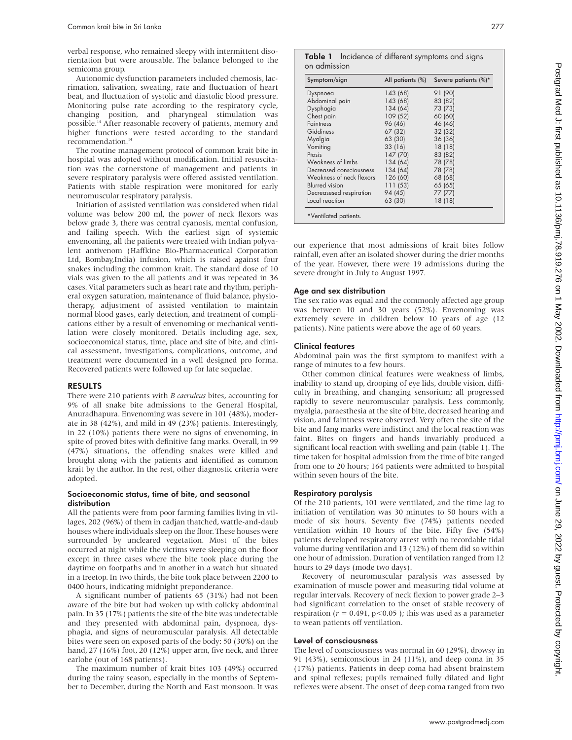verbal response, who remained sleepy with intermittent disorientation but were arousable. The balance belonged to the semicoma group.

Autonomic dysfunction parameters included chemosis, lacrimation, salivation, sweating, rate and fluctuation of heart beat, and fluctuation of systolic and diastolic blood pressure. Monitoring pulse rate according to the respiratory cycle, changing position, and pharyngeal stimulation was possible.[14] After reasonable recovery of patients, memory and higher functions were tested according to the standard recommendation.[14]

The routine management protocol of common krait bite in hospital was adopted without modification. Initial resuscitation was the cornerstone of management and patients in severe respiratory paralysis were offered assisted ventilation. Patients with stable respiration were monitored for early neuromuscular respiratory paralysis.

Initiation of assisted ventilation was considered when tidal volume was below 200 ml, the power of neck flexors was below grade 3, there was central cyanosis, mental confusion, and failing speech. With the earliest sign of systemic envenoming, all the patients were treated with Indian polyvalent antivenom (Haffkine Bio-Pharmaceutical Corporation Ltd, Bombay,India) infusion, which is raised against four snakes including the common krait. The standard dose of 10 vials was given to the all patients and it was repeated in 36 cases. Vital parameters such as heart rate and rhythm, peripheral oxygen saturation, maintenance of fluid balance, physiotherapy, adjustment of assisted ventilation to maintain normal blood gases, early detection, and treatment of complications either by a result of envenoming or mechanical ventilation were closely monitored. Details including age, sex, socioeconomical status, time, place and site of bite, and clinical assessment, investigations, complications, outcome, and treatment were documented in a well designed pro forma. Recovered patients were followed up for late sequelae.

## RESULTS

There were 210 patients with *B caeruleus* bites, accounting for 9% of all snake bite admissions to the General Hospital, Anuradhapura. Envenoming was severe in 101 (48%), moderate in 38 (42%), and mild in 49 (23%) patients. Interestingly, in 22 (10%) patients there were no signs of envenoming, in spite of proved bites with definitive fang marks. Overall, in 99 (47%) situations, the offending snakes were killed and brought along with the patients and identified as common krait by the author. In the rest, other diagnostic criteria were adopted.

### Socioeconomic status, time of bite, and seasonal distribution

All the patients were from poor farming families living in villages, 202 (96%) of them in cadjan thatched, wattle-and-daub houses where individuals sleep on the floor. These houses were surrounded by uncleared vegetation. Most of the bites occurred at night while the victims were sleeping on the floor except in three cases where the bite took place during the daytime on footpaths and in another in a watch hut situated in a treetop. In two thirds, the bite took place between 2200 to 0400 hours, indicating midnight preponderance.

A significant number of patients 65 (31%) had not been aware of the bite but had woken up with colicky abdominal pain. In 35 (17%) patients the site of the bite was undetectable and they presented with abdominal pain, dyspnoea, dysphagia, and signs of neuromuscular paralysis. All detectable bites were seen on exposed parts of the body: 50 (30%) on the hand, 27 (16%) foot, 20 (12%) upper arm, five neck, and three earlobe (out of 168 patients).

The maximum number of krait bites 103 (49%) occurred during the rainy season, especially in the months of September to December, during the North and East monsoon. It was our experience that most admissions of krait bites follow rainfall, even after an isolated shower during the drier months of the year. However, there were 19 admissions during the severe drought in July to August 1997.

**Table 1** Incidence of different symptoms and signs on admission

| Symptom/sign | All patients (%) | Severe patients (%)* |
|---|---|---|
| Dyspnoea | 143 (68) | 91 (90) |
| Abdominal pain | 143 (68) | 83 (82) |
| Dysphagia | 134 (64) | 73 (73) |
| Chest pain | 109 (52) | 60 (60) |
| Faintness | 96 (46) | 46 (46) |
| Giddiness | 67 (32) | 32 (32) |
| Myalgia | 63 (30) | 36 (36) |
| Vomiting | 33 (16) | 18 (18) |
| Ptosis | 147 (70) | 83 (82) |
| Weakness of limbs | 134 (64) | 78 (78) |
| Decreased consciousness | 134 (64) | 78 (78) |
| Weakness of neck flexors | 126 (60) | 68 (68) |
| Blurred vision | 111 (53) | 65 (65) |
| Decreasesed respiration | 94 (45) | 77 (77) |
| Local reaction | 63 (30) | 18 (18) |

*Ventilated patients.

### Age and sex distribution

The sex ratio was equal and the commonly affected age group was between 10 and 30 years (52%). Envenoming was extremely severe in children below 10 years of age (12 patients). Nine patients were above the age of 60 years.

### Clinical features

Abdominal pain was the first symptom to manifest with a range of minutes to a few hours.

Other common clinical features were weakness of limbs, inability to stand up, drooping of eye lids, double vision, difficulty in breathing, and changing sensorium; all progressed rapidly to severe neuromuscular paralysis. Less commonly, myalgia, paraesthesia at the site of bite, decreased hearing and vision, and faintness were observed. Very often the site of the bite and fang marks were indistinct and the local reaction was faint. Bites on fingers and hands invariably produced a significant local reaction with swelling and pain (table 1). The time taken for hospital admission from the time of bite ranged from one to 20 hours; 164 patients were admitted to hospital within seven hours of the bite.

### Respiratory paralysis

Of the 210 patients, 101 were ventilated, and the time lag to initiation of ventilation was 30 minutes to 50 hours with a mode of six hours. Seventy five (74%) patients needed ventilation within 10 hours of the bite. Fifty five (54%) patients developed respiratory arrest with no recordable tidal volume during ventilation and 13 (12%) of them did so within one hour of admission. Duration of ventilation ranged from 12 hours to 29 days (mode two days).

Recovery of neuromuscular paralysis was assessed by examination of muscle power and measuring tidal volume at regular intervals. Recovery of neck flexion to power grade 2–3 had significant correlation to the onset of stable recovery of respiration ($r = 0.491$, $p<0.05$ ); this was used as a parameter to wean patients off ventilation.

### Level of consciousness

The level of consciousness was normal in 60 (29%), drowsy in 91 (43%), semiconscious in 24 (11%), and deep coma in 35 (17%) patients. Patients in deep coma had absent brainstem and spinal reflexes; pupils remained fully dilated and light reflexes were absent. The onset of deep coma ranged from two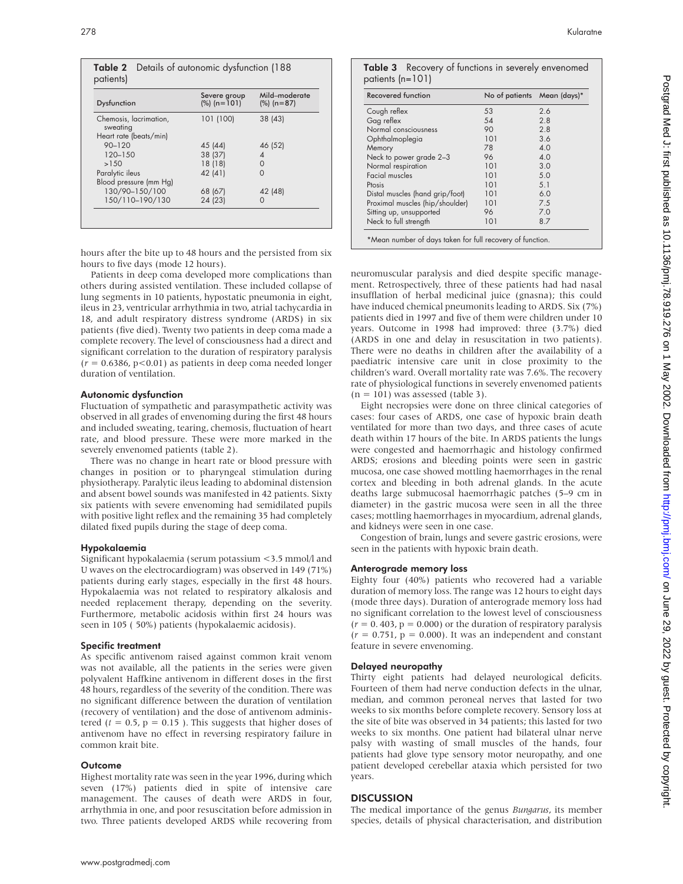**Table 2** Details of autonomic dysfunction (188 patients)

| Dysfunction | Severe group (%) (n=101) | Mild–moderate (%) (n=87) |
|---|---|---|
| Chemosis, lacrimation, sweating | 101 (100) | 38 (43) |
| Heart rate (beats/min) | | |
| 90–120 | 45 (44) | 46 (52) |
| 120–150 | 38 (37) | 4 |
| >150 | 18 (18) | 0 |
| Paralytic ileus | 42 (41) | 0 |
| Blood pressure (mm Hg) | | |
| 130/90–150/100 | 68 (67) | 42 (48) |
| 150/110–190/130 | 24 (23) | 0 |

hours after the bite up to 48 hours and the persisted from six hours to five days (mode 12 hours).

Patients in deep coma developed more complications than others during assisted ventilation. These included collapse of lung segments in 10 patients, hypostatic pneumonia in eight, ileus in 23, ventricular arrhythmia in two, atrial tachycardia in 18, and adult respiratory distress syndrome (ARDS) in six patients (five died). Twenty two patients in deep coma made a complete recovery. The level of consciousness had a direct and significant correlation to the duration of respiratory paralysis ($r = 0.6386$, $p<0.01$) as patients in deep coma needed longer duration of ventilation.

### Autonomic dysfunction

Fluctuation of sympathetic and parasympathetic activity was observed in all grades of envenoming during the first 48 hours and included sweating, tearing, chemosis, fluctuation of heart rate, and blood pressure. These were more marked in the severely envenomed patients (table 2).

There was no change in heart rate or blood pressure with changes in position or to pharyngeal stimulation during physiotherapy. Paralytic ileus leading to abdominal distension and absent bowel sounds was manifested in 42 patients. Sixty six patients with severe envenoming had semidilated pupils with positive light reflex and the remaining 35 had completely dilated fixed pupils during the stage of deep coma.

### Hypokalaemia

Significant hypokalaemia (serum potassium <3.5 mmol/l and U waves on the electrocardiogram) was observed in 149 (71%) patients during early stages, especially in the first 48 hours. Hypokalaemia was not related to respiratory alkalosis and needed replacement therapy, depending on the severity. Furthermore, metabolic acidosis within first 24 hours was seen in 105 ( 50%) patients (hypokalaemic acidosis).

### Specific treatment

As specific antivenom raised against common krait venom was not available, all the patients in the series were given polyvalent Haffkine antivenom in different doses in the first 48 hours, regardless of the severity of the condition. There was no significant difference between the duration of ventilation (recovery of ventilation) and the dose of antivenom administered ($t = 0.5$, $p = 0.15$ ). This suggests that higher doses of antivenom have no effect in reversing respiratory failure in common krait bite.

### Outcome

Highest mortality rate was seen in the year 1996, during which seven (17%) patients died in spite of intensive care management. The causes of death were ARDS in four, arrhythmia in one, and poor resuscitation before admission in two. Three patients developed ARDS while recovering from neuromuscular paralysis and died despite specific management. Retrospectively, three of these patients had had nasal insufflation of herbal medicinal juice (gnasna); this could have induced chemical pneumonits leading to ARDS. Six (7%) patients died in 1997 and five of them were children under 10 years. Outcome in 1998 had improved: three (3.7%) died (ARDS in one and delay in resuscitation in two patients). There were no deaths in children after the availability of a paediatric intensive care unit in close proximity to the children's ward. Overall mortality rate was 7.6%. The recovery rate of physiological functions in severely envenomed patients ($n = 101$) was assessed (table 3).

**Table 3** Recovery of functions in severely envenomed patients (n=101)

| Recovered function | No of patients | Mean (days)* |
|---|---|---|
| Cough reflex | 53 | 2.6 |
| Gag reflex | 54 | 2.8 |
| Normal consciousness | 90 | 2.8 |
| Ophthalmoplegia | 101 | 3.6 |
| Memory | 78 | 4.0 |
| Neck to power grade 2–3 | 96 | 4.0 |
| Normal respiration | 101 | 3.0 |
| Facial muscles | 101 | 5.0 |
| Ptosis | 101 | 5.1 |
| Distal muscles (hand grip/foot) | 101 | 6.0 |
| Proximal muscles (hip/shoulder) | 101 | 7.5 |
| Sitting up, unsupported | 96 | 7.0 |
| Neck to full strength | 101 | 8.7 |

*Mean number of days taken for full recovery of function.

Eight necropsies were done on three clinical categories of cases: four cases of ARDS, one case of hypoxic brain death ventilated for more than two days, and three cases of acute death within 17 hours of the bite. In ARDS patients the lungs were congested and haemorrhagic and histology confirmed ARDS; erosions and bleeding points were seen in gastric mucosa, one case showed mottling haemorrhages in the renal cortex and bleeding in both adrenal glands. In the acute deaths large submucosal haemorrhagic patches (5–9 cm in diameter) in the gastric mucosa were seen in all the three cases; mottling haemorrhages in myocardium, adrenal glands, and kidneys were seen in one case.

Congestion of brain, lungs and severe gastric erosions, were seen in the patients with hypoxic brain death.

### Anterograde memory loss

Eighty four (40%) patients who recovered had a variable duration of memory loss. The range was 12 hours to eight days (mode three days). Duration of anterograde memory loss had no significant correlation to the lowest level of consciousness ($r = 0.403$, $p = 0.000$) or the duration of respiratory paralysis ($r = 0.751$, $p = 0.000$). It was an independent and constant feature in severe envenoming.

### Delayed neuropathy

Thirty eight patients had delayed neurological deficits. Fourteen of them had nerve conduction defects in the ulnar, median, and common peroneal nerves that lasted for two weeks to six months before complete recovery. Sensory loss at the site of bite was observed in 34 patients; this lasted for two weeks to six months. One patient had bilateral ulnar nerve palsy with wasting of small muscles of the hands, four patients had glove type sensory motor neuropathy, and one patient developed cerebellar ataxia which persisted for two years.

## DISCUSSION

The medical importance of the genus *Bungarus*, its member species, details of physical characterisation, and distribution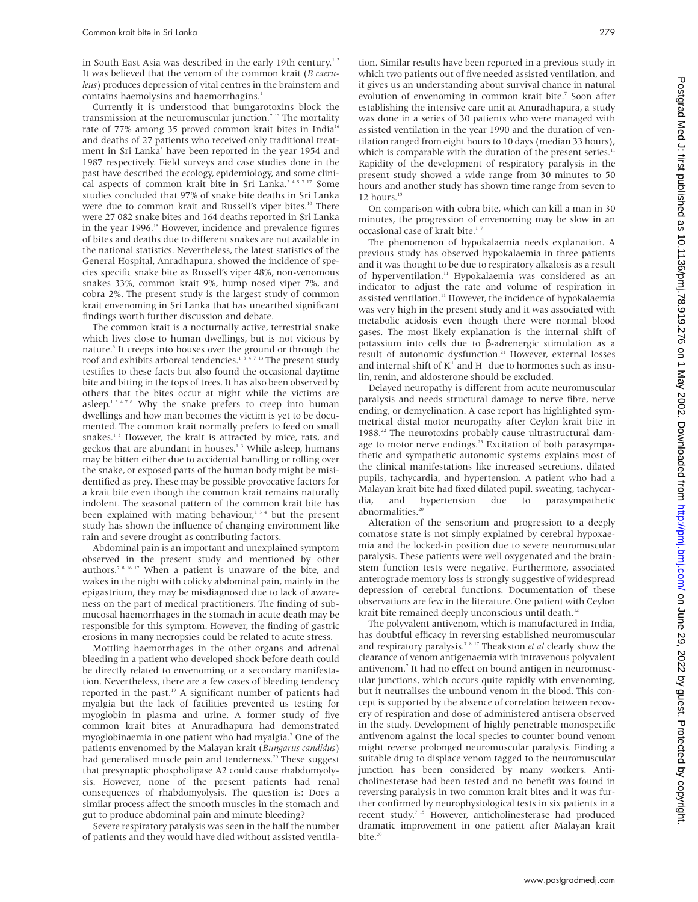in South East Asia was described in the early 19th century.[1 2] It was believed that the venom of the common krait (*B caeruleus*) produces depression of vital centres in the brainstem and contains haemolysins and haemorrhagins.[1]

Currently it is understood that bungarotoxins block the transmission at the neuromuscular junction.[7 15] The mortality rate of 77% among 35 proved common krait bites in India[16] and deaths of 27 patients who received only traditional treatment in Sri Lanka[5] have been reported in the year 1954 and 1987 respectively. Field surveys and case studies done in the past have described the ecology, epidemiology, and some clinical aspects of common krait bite in Sri Lanka.[3 4 5 7 17] Some studies concluded that 97% of snake bite deaths in Sri Lanka were due to common krait and Russell's viper bites.[10] There were 27 082 snake bites and 164 deaths reported in Sri Lanka in the year 1996.[18] However, incidence and prevalence figures of bites and deaths due to different snakes are not available in the national statistics. Nevertheless, the latest statistics of the General Hospital, Anradhapura, showed the incidence of species specific snake bite as Russell's viper 48%, non-venomous snakes 33%, common krait 9%, hump nosed viper 7%, and cobra 2%. The present study is the largest study of common krait envenoming in Sri Lanka that has unearthed significant findings worth further discussion and debate.

The common krait is a nocturnally active, terrestrial snake which lives close to human dwellings, but is not vicious by nature.[3] It creeps into houses over the ground or through the roof and exhibits arboreal tendencies.[1 3 4 7 13] The present study testifies to these facts but also found the occasional daytime bite and biting in the tops of trees. It has also been observed by others that the bites occur at night while the victims are asleep.[1 3 4 7 8] Why the snake prefers to creep into human dwellings and how man becomes the victim is yet to be documented. The common krait normally prefers to feed on small snakes.[1 3] However, the krait is attracted by mice, rats, and geckos that are abundant in houses.[1 3] While asleep, humans may be bitten either due to accidental handling or rolling over the snake, or exposed parts of the human body might be misidentified as prey. These may be possible provocative factors for a krait bite even though the common krait remains naturally indolent. The seasonal pattern of the common krait bite has been explained with mating behaviour,[1 3 4] but the present study has shown the influence of changing environment like rain and severe drought as contributing factors.

Abdominal pain is an important and unexplained symptom observed in the present study and mentioned by other authors.[7 8 16 17] When a patient is unaware of the bite, and wakes in the night with colicky abdominal pain, mainly in the epigastrium, they may be misdiagnosed due to lack of awareness on the part of medical practitioners. The finding of submucosal haemorrhages in the stomach in acute death may be responsible for this symptom. However, the finding of gastric erosions in many necropsies could be related to acute stress.

Mottling haemorrhages in the other organs and adrenal bleeding in a patient who developed shock before death could be directly related to envenoming or a secondary manifestation. Nevertheless, there are a few cases of bleeding tendency reported in the past.[19] A significant number of patients had myalgia but the lack of facilities prevented us testing for myoglobin in plasma and urine. A former study of five common krait bites at Anuradhapura had demonstrated myoglobinaemia in one patient who had myalgia.[7] One of the patients envenomed by the Malayan krait (*Bungarus candidus*) had generalised muscle pain and tenderness.[20] These suggest that presynaptic phospholipase A2 could cause rhabdomyolysis. However, none of the present patients had renal consequences of rhabdomyolysis. The question is: Does a similar process affect the smooth muscles in the stomach and gut to produce abdominal pain and minute bleeding?

Severe respiratory paralysis was seen in the half the number of patients and they would have died without assisted ventilation. Similar results have been reported in a previous study in which two patients out of five needed assisted ventilation, and it gives us an understanding about survival chance in natural evolution of envenoming in common krait bite.[7] Soon after establishing the intensive care unit at Anuradhapura, a study was done in a series of 30 patients who were managed with assisted ventilation in the year 1990 and the duration of ventilation ranged from eight hours to 10 days (median 33 hours), which is comparable with the duration of the present series.[11] Rapidity of the development of respiratory paralysis in the present study showed a wide range from 30 minutes to 50 hours and another study has shown time range from seven to 12 hours.[15]

On comparison with cobra bite, which can kill a man in 30 minutes, the progression of envenoming may be slow in an occasional case of krait bite.[1 7]

The phenomenon of hypokalaemia needs explanation. A previous study has observed hypokalaemia in three patients and it was thought to be due to respiratory alkalosis as a result of hyperventilation.[11] Hypokalaemia was considered as an indicator to adjust the rate and volume of respiration in assisted ventilation.[11] However, the incidence of hypokalaemia was very high in the present study and it was associated with metabolic acidosis even though there were normal blood gases. The most likely explanation is the internal shift of potassium into cells due to β-adrenergic stimulation as a result of autonomic dysfunction.[21] However, external losses and internal shift of $K^+$ and $H^+$ due to hormones such as insulin, renin, and aldosterone should be excluded.

Delayed neuropathy is different from acute neuromuscular paralysis and needs structural damage to nerve fibre, nerve ending, or demyelination. A case report has highlighted symmetrical distal motor neuropathy after Ceylon krait bite in 1988.[22] The neurotoxins probably cause ultrastructural damage to motor nerve endings.[23] Excitation of both parasympathetic and sympathetic autonomic systems explains most of the clinical manifestations like increased secretions, dilated pupils, tachycardia, and hypertension. A patient who had a Malayan krait bite had fixed dilated pupil, sweating, tachycardia, and hypertension due to parasympathetic abnormalities.[20]

Alteration of the sensorium and progression to a deeply comatose state is not simply explained by cerebral hypoxaemia and the locked-in position due to severe neuromuscular paralysis. These patients were well oxygenated and the brainstem function tests were negative. Furthermore, associated anterograde memory loss is strongly suggestive of widespread depression of cerebral functions. Documentation of these observations are few in the literature. One patient with Ceylon krait bite remained deeply unconscious until death.[12]

The polyvalent antivenom, which is manufactured in India, has doubtful efficacy in reversing established neuromuscular and respiratory paralysis.[7 8 17] Theakston *et al* clearly show the clearance of venom antigenaemia with intravenous polyvalent antivenom.[7] It had no effect on bound antigen in neuromuscular junctions, which occurs quite rapidly with envenoming, but it neutralises the unbound venom in the blood. This concept is supported by the absence of correlation between recovery of respiration and dose of administered antisera observed in the study. Development of highly penetrable monospecific antivenom against the local species to counter bound venom might reverse prolonged neuromuscular paralysis. Finding a suitable drug to displace venom tagged to the neuromuscular junction has been considered by many workers. Anticholinesterase had been tested and no benefit was found in reversing paralysis in two common krait bites and it was further confirmed by neurophysiological tests in six patients in a recent study.[7 15] However, anticholinesterase had produced dramatic improvement in one patient after Malayan krait bite.[20]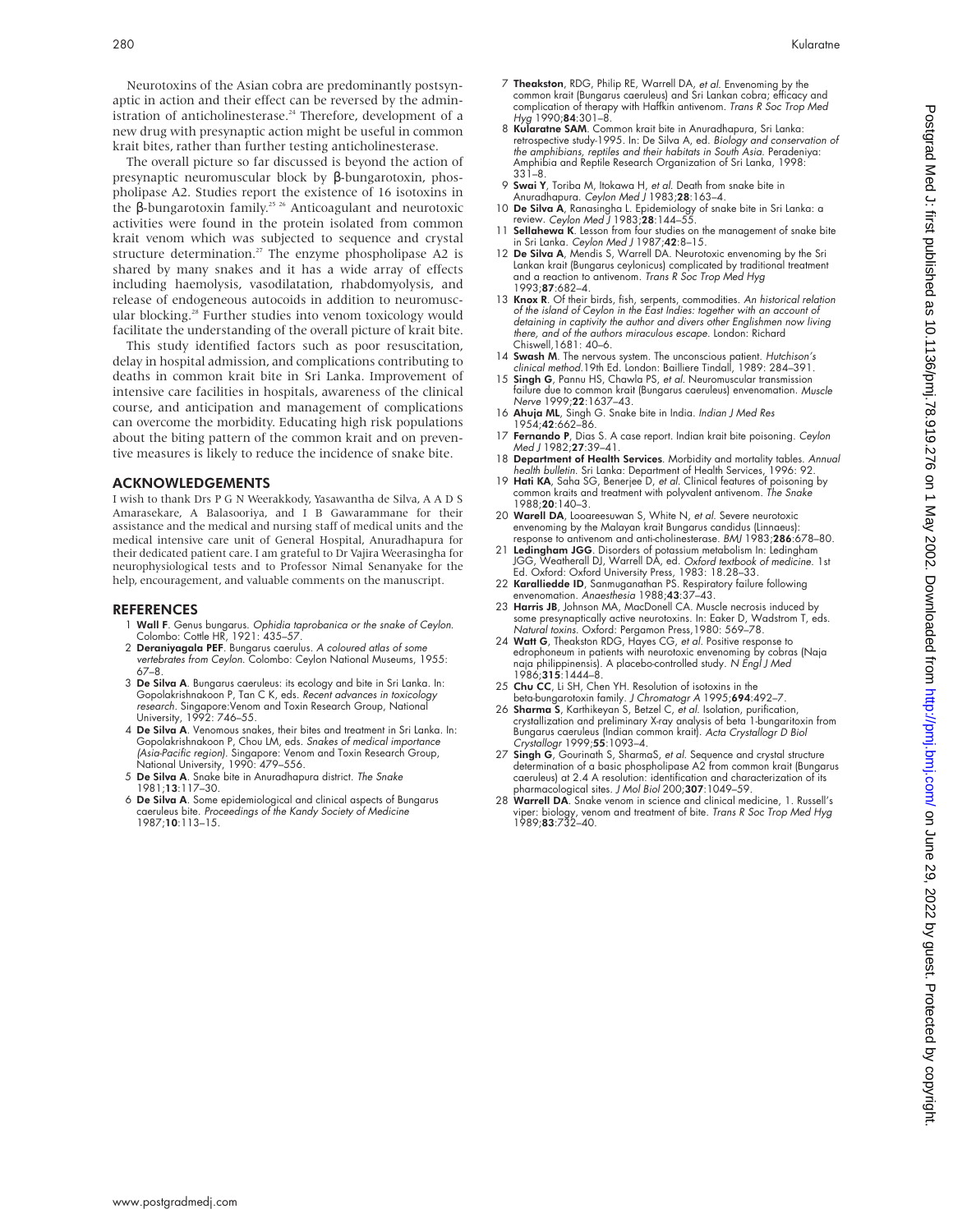Neurotoxins of the Asian cobra are predominantly postsynaptic in action and their effect can be reversed by the administration of anticholinesterase.[24] Therefore, development of a new drug with presynaptic action might be useful in common krait bites, rather than further testing anticholinesterase.

The overall picture so far discussed is beyond the action of presynaptic neuromuscular block by β-bungarotoxin, phospholipase A2. Studies report the existence of 16 isotoxins in the β-bungarotoxin family.[25 26] Anticoagulant and neurotoxic activities were found in the protein isolated from common krait venom which was subjected to sequence and crystal structure determination.[27] The enzyme phospholipase A2 is shared by many snakes and it has a wide array of effects including haemolysis, vasodilatation, rhabdomyolysis, and release of endogeneous autocoids in addition to neuromuscular blocking.[28] Further studies into venom toxicology would facilitate the understanding of the overall picture of krait bite.

This study identified factors such as poor resuscitation, delay in hospital admission, and complications contributing to deaths in common krait bite in Sri Lanka. Improvement of intensive care facilities in hospitals, awareness of the clinical course, and anticipation and management of complications can overcome the morbidity. Educating high risk populations about the biting pattern of the common krait and on preventive measures is likely to reduce the incidence of snake bite.

## ACKNOWLEDGEMENTS

I wish to thank Drs P G N Weerakkody, Yasawantha de Silva, A A D S Amarasekare, A Balasooriya, and I B Gawarammane for their assistance and the medical and nursing staff of medical units and the medical intensive care unit of General Hospital, Anuradhapura for their dedicated patient care. I am grateful to Dr Vajira Weerasingha for neurophysiological tests and to Professor Nimal Senanyake for the help, encouragement, and valuable comments on the manuscript.

## REFERENCES

1. **Wall F**. Genus bungarus. *Ophidia taprobanica or the snake of Ceylon.* Colombo: Cottle HR, 1921: 435–57.
2. **Deraniyagala PEF**. Bungarus caerulus. *A coloured atlas of some vertebrates from Ceylon.* Colombo: Ceylon National Museums, 1955: 67–8.
3. **De Silva A**. Bungarus caeruleus: its ecology and bite in Sri Lanka. In: Gopolakrishnakoon P, Tan C K, eds. *Recent advances in toxicology research.* Singapore:Venom and Toxin Research Group, National University, 1992: 746–55.
4. **De Silva A**. Venomous snakes, their bites and treatment in Sri Lanka. In: Gopolakrishnakoon P, Chou LM, eds. *Snakes of medical importance (Asia-Pacific region).* Singapore: Venom and Toxin Research Group, National University, 1990: 479–556.
5. **De Silva A**. Snake bite in Anuradhapura district. *The Snake* 1981;**13**:117–30.
6. **De Silva A**. Some epidemiological and clinical aspects of Bungarus caeruleus bite. *Proceedings of the Kandy Society of Medicine* 1987;**10**:113–15.
7. **Theakston**, RDG, Philip RE, Warrell DA, *et al*. Envenoming by the common krait (Bungarus caeruleus) and Sri Lankan cobra; efficacy and complication of therapy with Haffkin antivenom. *Trans R Soc Trop Med Hyg* 1990;**84**:301–8.
8. **Kularatne SAM**. Common krait bite in Anuradhapura, Sri Lanka: retrospective study-1995. In: De Silva A, ed. *Biology and conservation of the amphibians, reptiles and their habitats in South Asia.* Peradeniya: Amphibia and Reptile Research Organization of Sri Lanka, 1998: 331–8.
9. **Swai Y**, Toriba M, Itokawa H, *et al*. Death from snake bite in Anuradhapura. *Ceylon Med J* 1983;**28**:163–4.
10. **De Silva A**, Ranasingha L. Epidemiology of snake bite in Sri Lanka: a review. *Ceylon Med J* 1983;**28**:144–55.
11. **Sellahewa K**. Lesson from four studies on the management of snake bite in Sri Lanka. *Ceylon Med J* 1987;**42**:8–15.
12. **De Silva A**, Mendis S, Warrell DA. Neurotoxic envenoming by the Sri Lankan krait (Bungarus ceylonicus) complicated by traditional treatment and a reaction to antivenom. *Trans R Soc Trop Med Hyg* 1993;**87**:682–4.
13. **Knox R**. Of their birds, fish, serpents, commodities. *An historical relation of the island of Ceylon in the East Indies: together with an account of detaining in captivity the author and divers other Englishmen now living there, and of the authors miraculous escape.* London: Richard Chiswell,1681: 40–6.
14. **Swash M**. The nervous system. The unconscious patient. *Hutchison's clinical method.*19th Ed. London: Bailliere Tindall, 1989: 284–391.
15. **Singh G**, Pannu HS, Chawla PS, *et al*. Neuromuscular transmission failure due to common krait (Bungarus caeruleus) envenomation. *Muscle Nerve* 1999;**22**:1637–43.
16. **Ahuja ML**, Singh G. Snake bite in India. *Indian J Med Res* 1954;**42**:662–86.
17. **Fernando P**, Dias S. A case report. Indian krait bite poisoning. *Ceylon Med J* 1982;**27**:39–41.
18. **Department of Health Services**. Morbidity and mortality tables. *Annual health bulletin.* Sri Lanka: Department of Health Services, 1996: 92.
19. **Hati KA**, Saha SG, Benerjee D, *et al*. Clinical features of poisoning by common kraits and treatment with polyvalent antivenom. *The Snake* 1988;**20**:140–3.
20. **Warell DA**, Looareesuwan S, White N, *et al*. Severe neurotoxic envenoming by the Malayan krait Bungarus candidus (Linnaeus): response to antivenom and anti-cholinesterase. *BMJ* 1983;**286**:678–80.
21. **Ledingham JGG**. Disorders of potassium metabolism In: Ledingham JGG, Weatherall DJ, Warrell DA, ed. *Oxford textbook of medicine.* 1st Ed. Oxford: Oxford University Press, 1983: 18.28–33.
22. **Karalliedde ID**, Sanmuganathan PS. Respiratory failure following envenomation. *Anaesthesia* 1988;**43**:37–43.
23. **Harris JB**, Johnson MA, MacDonell CA. Muscle necrosis induced by some presynaptically active neurotoxins. In: Eaker D, Wadstrom T, eds. *Natural toxins.* Oxford: Pergamon Press,1980: 569–78.
24. **Watt G**, Theakston RDG, Hayes CG, *et al*. Positive response to edrophoneum in patients with neurotoxic envenoming by cobras (Naja naja philippinensis). A placebo-controlled study. *N Engl J Med* 1986;**315**:1444–8.
25. **Chu CC**, Li SH, Chen YH. Resolution of isotoxins in the beta-bungarotoxin family. *J Chromatogr A* 1995;**694**:492–7.
26. **Sharma S**, Karthikeyan S, Betzel C, *et al*. Isolation, purification, crystallization and preliminary X-ray analysis of beta 1-bungaritoxin from Bungarus caeruleus (Indian common krait). *Acta Crystallogr D Biol Crystallogr* 1999;**55**:1093–4.
27. **Singh G**, Gourinath S, SharmaS, *et al*. Sequence and crystal structure determination of a basic phospholipase A2 from common krait (Bungarus caeruleus) at 2.4 A resolution: identification and characterization of its pharmacological sites. *J Mol Biol* 200;**307**:1049–59.
28. **Warrell DA**. Snake venom in science and clinical medicine, 1. Russell's viper: biology, venom and treatment of bite. *Trans R Soc Trop Med Hyg* 1989;**83**:732–40.